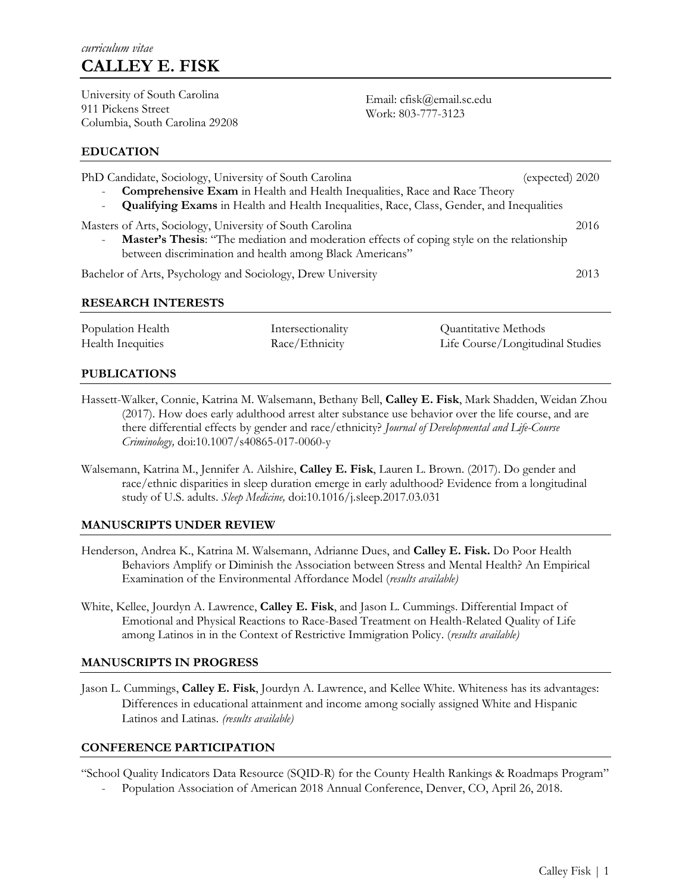*curriculum vitae*

# CALLEY E. FISK

University of South Carolina
911 Pickens Street
Columbia, South Carolina 29208

Email: cfisk@email.sc.edu
Work: 803-777-3123

## EDUCATION

PhD Candidate, Sociology, University of South Carolina (expected) 2020

- **Comprehensive Exam** in Health and Health Inequalities, Race and Race Theory
- **Qualifying Exams** in Health and Health Inequalities, Race, Class, Gender, and Inequalities

Masters of Arts, Sociology, University of South Carolina 2016

- **Master's Thesis**: "The mediation and moderation effects of coping style on the relationship between discrimination and health among Black Americans"

Bachelor of Arts, Psychology and Sociology, Drew University 2013

## RESEARCH INTERESTS

| | | |
|---|---|---|
| Population Health | Intersectionality | Quantitative Methods |
| Health Inequities | Race/Ethnicity | Life Course/Longitudinal Studies |

## PUBLICATIONS

Hassett-Walker, Connie, Katrina M. Walsemann, Bethany Bell, **Calley E. Fisk**, Mark Shadden, Weidan Zhou (2017). How does early adulthood arrest alter substance use behavior over the life course, and are there differential effects by gender and race/ethnicity? *Journal of Developmental and Life-Course Criminology,* doi:10.1007/s40865-017-0060-y

Walsemann, Katrina M., Jennifer A. Ailshire, **Calley E. Fisk**, Lauren L. Brown. (2017). Do gender and race/ethnic disparities in sleep duration emerge in early adulthood? Evidence from a longitudinal study of U.S. adults. *Sleep Medicine,* doi:10.1016/j.sleep.2017.03.031

## MANUSCRIPTS UNDER REVIEW

Henderson, Andrea K., Katrina M. Walsemann, Adrianne Dues, and **Calley E. Fisk.** Do Poor Health Behaviors Amplify or Diminish the Association between Stress and Mental Health? An Empirical Examination of the Environmental Affordance Model (*results available)*

White, Kellee, Jourdyn A. Lawrence, **Calley E. Fisk**, and Jason L. Cummings. Differential Impact of Emotional and Physical Reactions to Race-Based Treatment on Health-Related Quality of Life among Latinos in in the Context of Restrictive Immigration Policy. (*results available)*

## MANUSCRIPTS IN PROGRESS

Jason L. Cummings, **Calley E. Fisk**, Jourdyn A. Lawrence, and Kellee White. Whiteness has its advantages: Differences in educational attainment and income among socially assigned White and Hispanic Latinos and Latinas. *(results available)*

## CONFERENCE PARTICIPATION

"School Quality Indicators Data Resource (SQID-R) for the County Health Rankings & Roadmaps Program"

- Population Association of American 2018 Annual Conference, Denver, CO, April 26, 2018.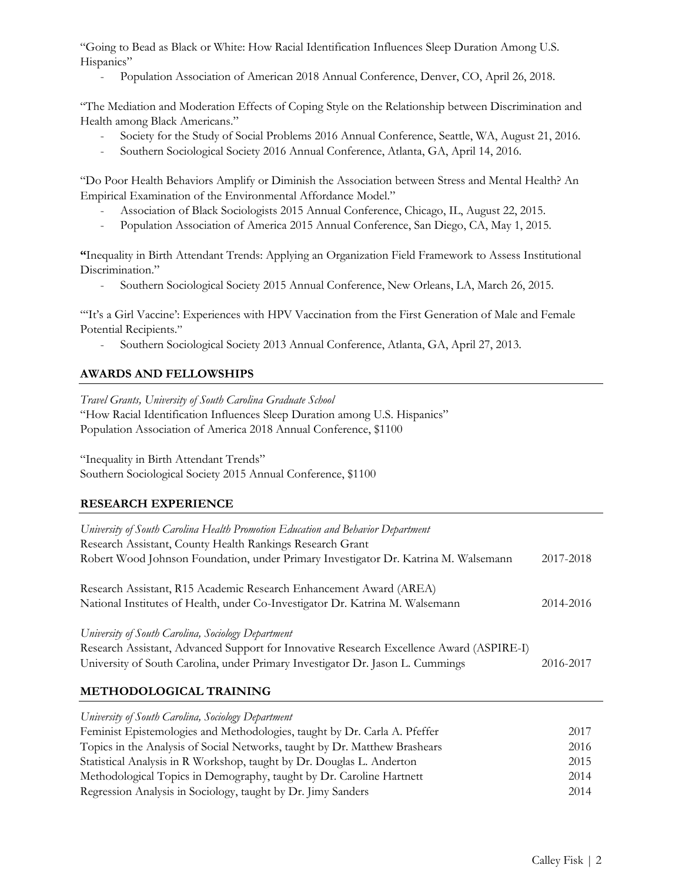"Going to Bead as Black or White: How Racial Identification Influences Sleep Duration Among U.S. Hispanics"

- Population Association of American 2018 Annual Conference, Denver, CO, April 26, 2018.

"The Mediation and Moderation Effects of Coping Style on the Relationship between Discrimination and Health among Black Americans."

- Society for the Study of Social Problems 2016 Annual Conference, Seattle, WA, August 21, 2016.
- Southern Sociological Society 2016 Annual Conference, Atlanta, GA, April 14, 2016.

"Do Poor Health Behaviors Amplify or Diminish the Association between Stress and Mental Health? An Empirical Examination of the Environmental Affordance Model."

- Association of Black Sociologists 2015 Annual Conference, Chicago, IL, August 22, 2015.
- Population Association of America 2015 Annual Conference, San Diego, CA, May 1, 2015.

**"**Inequality in Birth Attendant Trends: Applying an Organization Field Framework to Assess Institutional Discrimination."

- Southern Sociological Society 2015 Annual Conference, New Orleans, LA, March 26, 2015.

"'It's a Girl Vaccine': Experiences with HPV Vaccination from the First Generation of Male and Female Potential Recipients."

- Southern Sociological Society 2013 Annual Conference, Atlanta, GA, April 27, 2013.

## AWARDS AND FELLOWSHIPS

*Travel Grants, University of South Carolina Graduate School*
"How Racial Identification Influences Sleep Duration among U.S. Hispanics"
Population Association of America 2018 Annual Conference, $1100

"Inequality in Birth Attendant Trends"
Southern Sociological Society 2015 Annual Conference, $1100

## RESEARCH EXPERIENCE

*University of South Carolina Health Promotion Education and Behavior Department*
Research Assistant, County Health Rankings Research Grant
Robert Wood Johnson Foundation, under Primary Investigator Dr. Katrina M. Walsemann 2017-2018

Research Assistant, R15 Academic Research Enhancement Award (AREA)
National Institutes of Health, under Co-Investigator Dr. Katrina M. Walsemann 2014-2016

*University of South Carolina, Sociology Department*
Research Assistant, Advanced Support for Innovative Research Excellence Award (ASPIRE-I)
University of South Carolina, under Primary Investigator Dr. Jason L. Cummings 2016-2017

## METHODOLOGICAL TRAINING

*University of South Carolina, Sociology Department*

Feminist Epistemologies and Methodologies, taught by Dr. Carla A. Pfeffer 2017
Topics in the Analysis of Social Networks, taught by Dr. Matthew Brashears 2016
Statistical Analysis in R Workshop, taught by Dr. Douglas L. Anderton 2015
Methodological Topics in Demography, taught by Dr. Caroline Hartnett 2014
Regression Analysis in Sociology, taught by Dr. Jimy Sanders 2014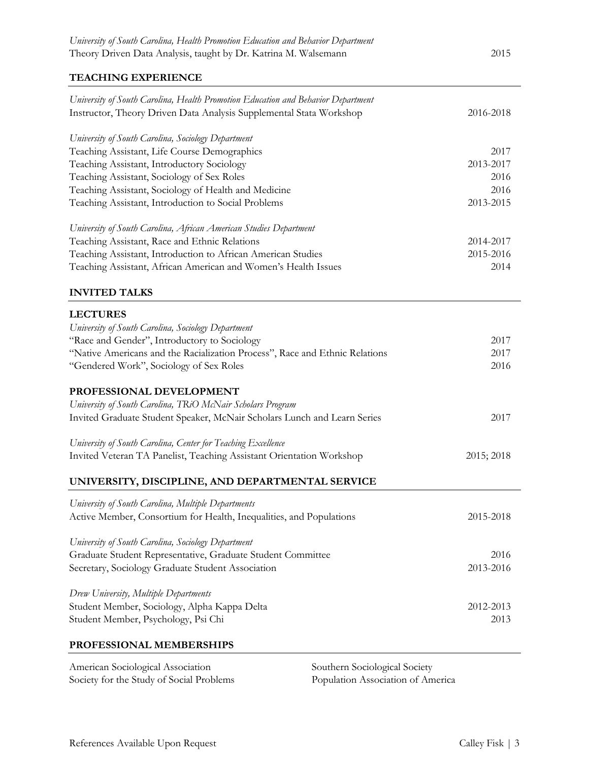*University of South Carolina, Health Promotion Education and Behavior Department*
Theory Driven Data Analysis, taught by Dr. Katrina M. Walsemann — 2015

## TEACHING EXPERIENCE

*University of South Carolina, Health Promotion Education and Behavior Department*
Instructor, Theory Driven Data Analysis Supplemental Stata Workshop — 2016-2018

*University of South Carolina, Sociology Department*
Teaching Assistant, Life Course Demographics — 2017
Teaching Assistant, Introductory Sociology — 2013-2017
Teaching Assistant, Sociology of Sex Roles — 2016
Teaching Assistant, Sociology of Health and Medicine — 2016
Teaching Assistant, Introduction to Social Problems — 2013-2015

*University of South Carolina, African American Studies Department*
Teaching Assistant, Race and Ethnic Relations — 2014-2017
Teaching Assistant, Introduction to African American Studies — 2015-2016
Teaching Assistant, African American and Women's Health Issues — 2014

## INVITED TALKS

### LECTURES

*University of South Carolina, Sociology Department*
"Race and Gender", Introductory to Sociology — 2017
"Native Americans and the Racialization Process", Race and Ethnic Relations — 2017
"Gendered Work", Sociology of Sex Roles — 2016

### PROFESSIONAL DEVELOPMENT

*University of South Carolina, TRiO McNair Scholars Program*
Invited Graduate Student Speaker, McNair Scholars Lunch and Learn Series — 2017

*University of South Carolina, Center for Teaching Excellence*
Invited Veteran TA Panelist, Teaching Assistant Orientation Workshop — 2015; 2018

## UNIVERSITY, DISCIPLINE, AND DEPARTMENTAL SERVICE

*University of South Carolina, Multiple Departments*
Active Member, Consortium for Health, Inequalities, and Populations — 2015-2018

*University of South Carolina, Sociology Department*
Graduate Student Representative, Graduate Student Committee — 2016
Secretary, Sociology Graduate Student Association — 2013-2016

*Drew University, Multiple Departments*
Student Member, Sociology, Alpha Kappa Delta — 2012-2013
Student Member, Psychology, Psi Chi — 2013

## PROFESSIONAL MEMBERSHIPS

American Sociological Association
Society for the Study of Social Problems
Southern Sociological Society
Population Association of America

References Available Upon Request